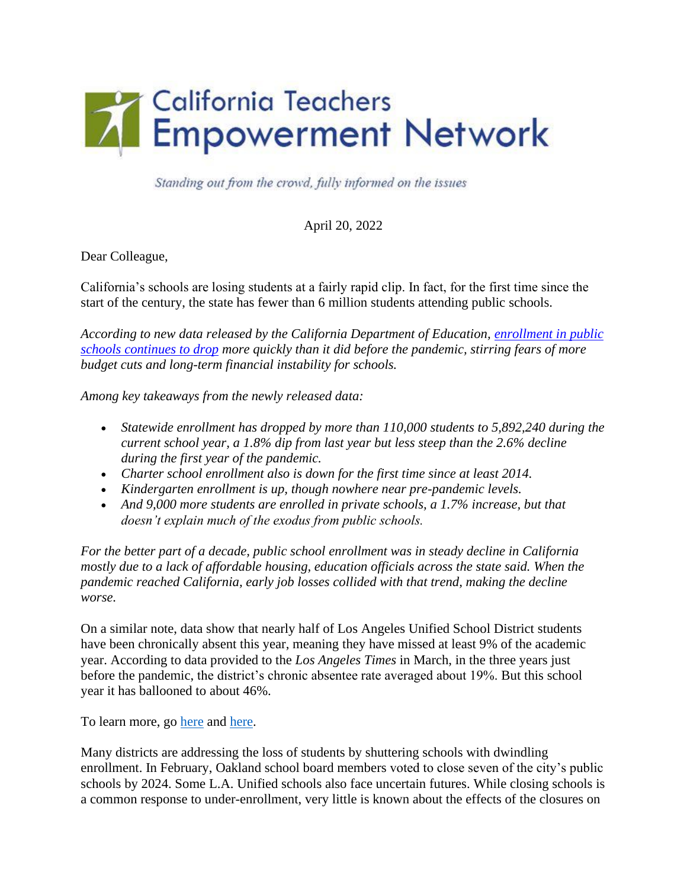# California Teachers Empowerment Network

*Standing out from the crowd, fully informed on the issues*

April 20, 2022

Dear Colleague,

California's schools are losing students at a fairly rapid clip. In fact, for the first time since the start of the century, the state has fewer than 6 million students attending public schools.

*According to new data released by the California Department of Education, [enrollment in public schools continues to drop]() more quickly than it did before the pandemic, stirring fears of more budget cuts and long-term financial instability for schools.*

*Among key takeaways from the newly released data:*

- *Statewide enrollment has dropped by more than 110,000 students to 5,892,240 during the current school year, a 1.8% dip from last year but less steep than the 2.6% decline during the first year of the pandemic.*
- *Charter school enrollment also is down for the first time since at least 2014.*
- *Kindergarten enrollment is up, though nowhere near pre-pandemic levels.*
- *And 9,000 more students are enrolled in private schools, a 1.7% increase, but that doesn't explain much of the exodus from public schools.*

*For the better part of a decade, public school enrollment was in steady decline in California mostly due to a lack of affordable housing, education officials across the state said. When the pandemic reached California, early job losses collided with that trend, making the decline worse.*

On a similar note, data show that nearly half of Los Angeles Unified School District students have been chronically absent this year, meaning they have missed at least 9% of the academic year. According to data provided to the *Los Angeles Times* in March, in the three years just before the pandemic, the district's chronic absentee rate averaged about 19%. But this school year it has ballooned to about 46%.

To learn more, go [here]() and [here]().

Many districts are addressing the loss of students by shuttering schools with dwindling enrollment. In February, Oakland school board members voted to close seven of the city's public schools by 2024. Some L.A. Unified schools also face uncertain futures. While closing schools is a common response to under-enrollment, very little is known about the effects of the closures on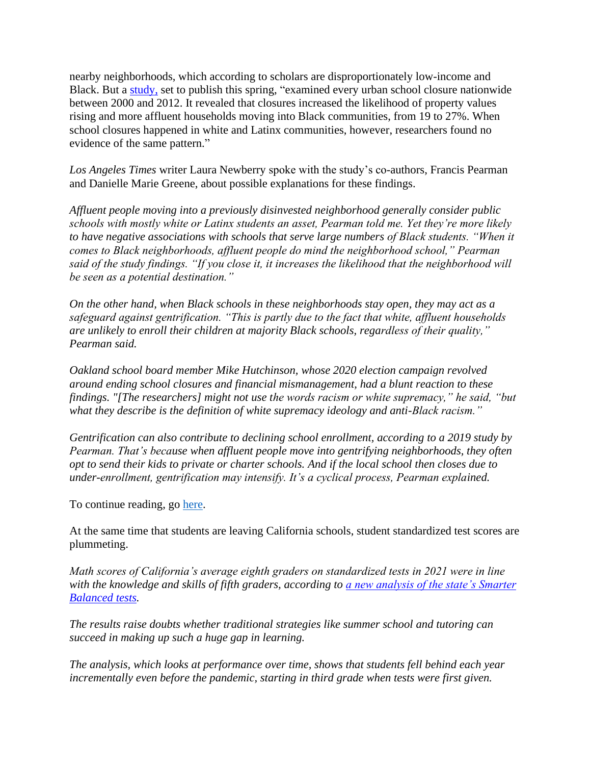nearby neighborhoods, which according to scholars are disproportionately low-income and Black. But a study, set to publish this spring, "examined every urban school closure nationwide between 2000 and 2012. It revealed that closures increased the likelihood of property values rising and more affluent households moving into Black communities, from 19 to 27%. When school closures happened in white and Latinx communities, however, researchers found no evidence of the same pattern."

*Los Angeles Times* writer Laura Newberry spoke with the study's co-authors, Francis Pearman and Danielle Marie Greene, about possible explanations for these findings.

*Affluent people moving into a previously disinvested neighborhood generally consider public schools with mostly white or Latinx students an asset, Pearman told me. Yet they're more likely to have negative associations with schools that serve large numbers of Black students. "When it comes to Black neighborhoods, affluent people do mind the neighborhood school," Pearman said of the study findings. "If you close it, it increases the likelihood that the neighborhood will be seen as a potential destination."*

*On the other hand, when Black schools in these neighborhoods stay open, they may act as a safeguard against gentrification. "This is partly due to the fact that white, affluent households are unlikely to enroll their children at majority Black schools, regardless of their quality," Pearman said.*

*Oakland school board member Mike Hutchinson, whose 2020 election campaign revolved around ending school closures and financial mismanagement, had a blunt reaction to these findings. "[The researchers] might not use the words racism or white supremacy," he said, "but what they describe is the definition of white supremacy ideology and anti-Black racism."*

*Gentrification can also contribute to declining school enrollment, according to a 2019 study by Pearman. That's because when affluent people move into gentrifying neighborhoods, they often opt to send their kids to private or charter schools. And if the local school then closes due to under-enrollment, gentrification may intensify. It's a cyclical process, Pearman explained.*

To continue reading, go here.

At the same time that students are leaving California schools, student standardized test scores are plummeting.

*Math scores of California's average eighth graders on standardized tests in 2021 were in line with the knowledge and skills of fifth graders, according to a new analysis of the state's Smarter Balanced tests.*

*The results raise doubts whether traditional strategies like summer school and tutoring can succeed in making up such a huge gap in learning.*

*The analysis, which looks at performance over time, shows that students fell behind each year incrementally even before the pandemic, starting in third grade when tests were first given.*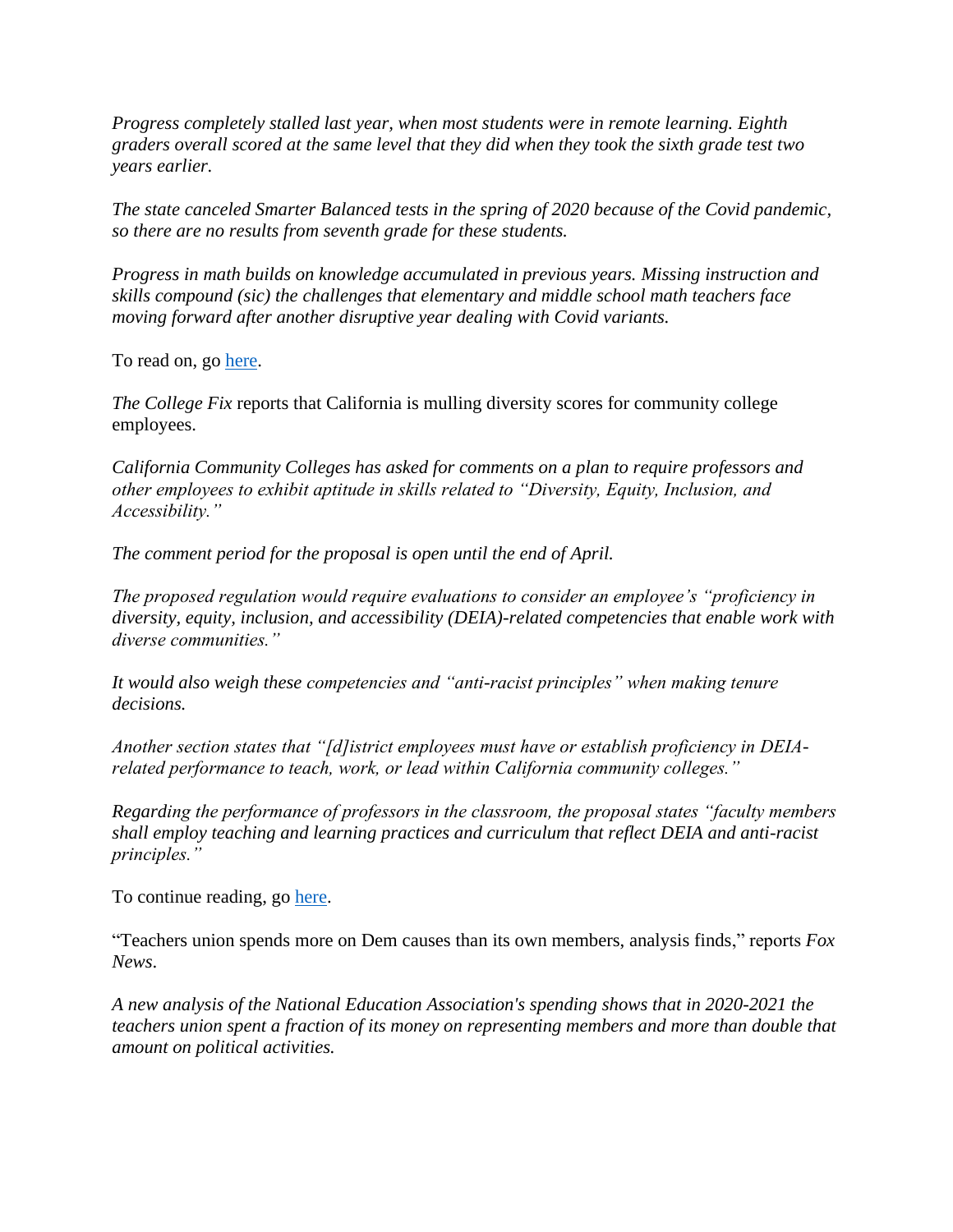*Progress completely stalled last year, when most students were in remote learning. Eighth graders overall scored at the same level that they did when they took the sixth grade test two years earlier.*

*The state canceled Smarter Balanced tests in the spring of 2020 because of the Covid pandemic, so there are no results from seventh grade for these students.*

*Progress in math builds on knowledge accumulated in previous years. Missing instruction and skills compound (sic) the challenges that elementary and middle school math teachers face moving forward after another disruptive year dealing with Covid variants.*

To read on, go here.

*The College Fix* reports that California is mulling diversity scores for community college employees.

*California Community Colleges has asked for comments on a plan to require professors and other employees to exhibit aptitude in skills related to "Diversity, Equity, Inclusion, and Accessibility."*

*The comment period for the proposal is open until the end of April.*

*The proposed regulation would require evaluations to consider an employee's "proficiency in diversity, equity, inclusion, and accessibility (DEIA)-related competencies that enable work with diverse communities."*

*It would also weigh these competencies and "anti-racist principles" when making tenure decisions.*

*Another section states that "[d]istrict employees must have or establish proficiency in DEIA-related performance to teach, work, or lead within California community colleges."*

*Regarding the performance of professors in the classroom, the proposal states "faculty members shall employ teaching and learning practices and curriculum that reflect DEIA and anti-racist principles."*

To continue reading, go here.

"Teachers union spends more on Dem causes than its own members, analysis finds," reports *Fox News*.

*A new analysis of the National Education Association's spending shows that in 2020-2021 the teachers union spent a fraction of its money on representing members and more than double that amount on political activities.*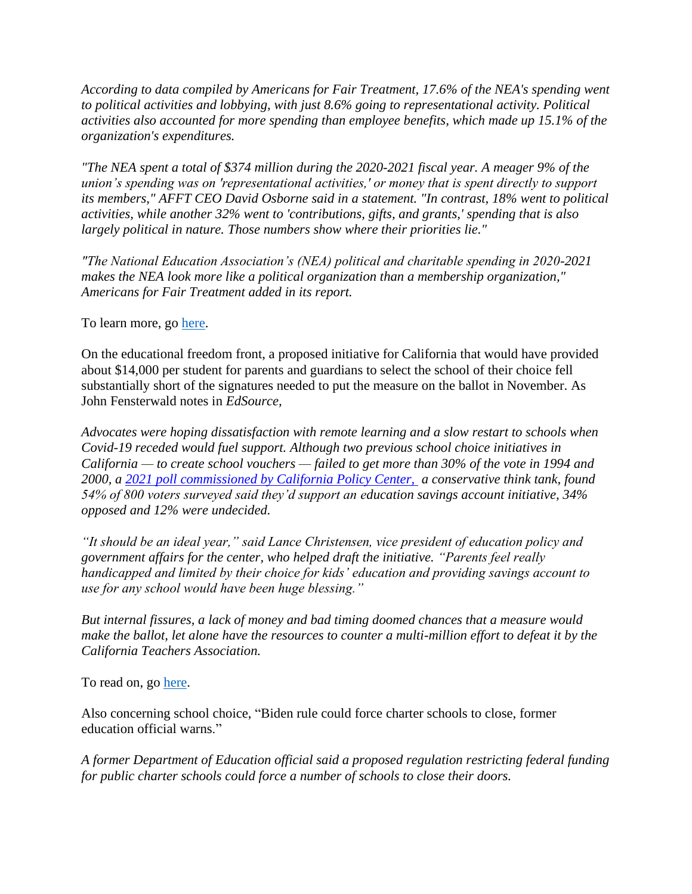*According to data compiled by Americans for Fair Treatment, 17.6% of the NEA's spending went to political activities and lobbying, with just 8.6% going to representational activity. Political activities also accounted for more spending than employee benefits, which made up 15.1% of the organization's expenditures.*

*"The NEA spent a total of $374 million during the 2020-2021 fiscal year. A meager 9% of the union's spending was on 'representational activities,' or money that is spent directly to support its members," AFFT CEO David Osborne said in a statement. "In contrast, 18% went to political activities, while another 32% went to 'contributions, gifts, and grants,' spending that is also largely political in nature. Those numbers show where their priorities lie."*

*"The National Education Association's (NEA) political and charitable spending in 2020-2021 makes the NEA look more like a political organization than a membership organization," Americans for Fair Treatment added in its report.*

To learn more, go here.

On the educational freedom front, a proposed initiative for California that would have provided about $14,000 per student for parents and guardians to select the school of their choice fell substantially short of the signatures needed to put the measure on the ballot in November. As John Fensterwald notes in *EdSource,*

*Advocates were hoping dissatisfaction with remote learning and a slow restart to schools when Covid-19 receded would fuel support. Although two previous school choice initiatives in California — to create school vouchers — failed to get more than 30% of the vote in 1994 and 2000, a 2021 poll commissioned by California Policy Center, a conservative think tank, found 54% of 800 voters surveyed said they'd support an education savings account initiative, 34% opposed and 12% were undecided.*

*"It should be an ideal year," said Lance Christensen, vice president of education policy and government affairs for the center, who helped draft the initiative. "Parents feel really handicapped and limited by their choice for kids' education and providing savings account to use for any school would have been huge blessing."*

*But internal fissures, a lack of money and bad timing doomed chances that a measure would make the ballot, let alone have the resources to counter a multi-million effort to defeat it by the California Teachers Association.*

To read on, go here.

Also concerning school choice, "Biden rule could force charter schools to close, former education official warns."

*A former Department of Education official said a proposed regulation restricting federal funding for public charter schools could force a number of schools to close their doors.*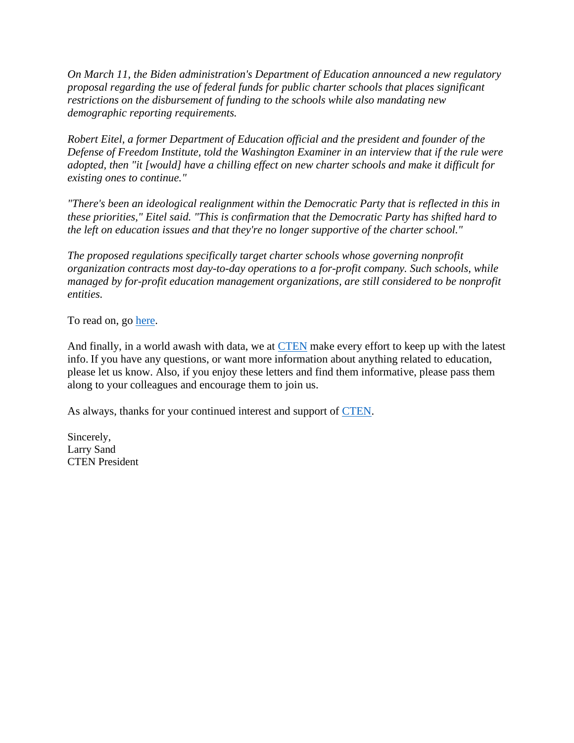*On March 11, the Biden administration's Department of Education announced a new regulatory proposal regarding the use of federal funds for public charter schools that places significant restrictions on the disbursement of funding to the schools while also mandating new demographic reporting requirements.*

*Robert Eitel, a former Department of Education official and the president and founder of the Defense of Freedom Institute, told the Washington Examiner in an interview that if the rule were adopted, then "it [would] have a chilling effect on new charter schools and make it difficult for existing ones to continue."*

*"There's been an ideological realignment within the Democratic Party that is reflected in this in these priorities," Eitel said. "This is confirmation that the Democratic Party has shifted hard to the left on education issues and that they're no longer supportive of the charter school."*

*The proposed regulations specifically target charter schools whose governing nonprofit organization contracts most day-to-day operations to a for-profit company. Such schools, while managed by for-profit education management organizations, are still considered to be nonprofit entities.*

To read on, go here.

And finally, in a world awash with data, we at CTEN make every effort to keep up with the latest info. If you have any questions, or want more information about anything related to education, please let us know. Also, if you enjoy these letters and find them informative, please pass them along to your colleagues and encourage them to join us.

As always, thanks for your continued interest and support of CTEN.

Sincerely,
Larry Sand
CTEN President